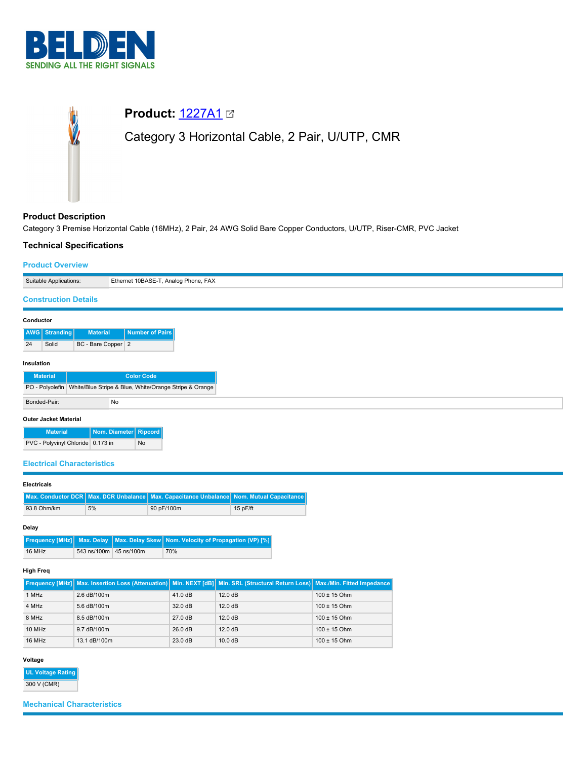# Product: 1227A1

## Category 3 Horizontal Cable, 2 Pair, U/UTP, CMR

### Product Description

Category 3 Premise Horizontal Cable (16MHz), 2 Pair, 24 AWG Solid Bare Copper Conductors, U/UTP, Riser-CMR, PVC Jacket

### Technical Specifications

#### Product Overview

| Suitable Applications: | Ethernet 10BASE-T, Analog Phone, FAX |
|---|---|

#### Construction Details

**Conductor**

| AWG | Stranding | Material | Number of Pairs |
|---|---|---|---|
| 24 | Solid | BC - Bare Copper | 2 |

**Insulation**

| Material | Color Code |
|---|---|
| PO - Polyolefin | White/Blue Stripe & Blue, White/Orange Stripe & Orange |

| Bonded-Pair: | No |
|---|---|

**Outer Jacket Material**

| Material | Nom. Diameter | Ripcord |
|---|---|---|
| PVC - Polyvinyl Chloride | 0.173 in | No |

#### Electrical Characteristics

**Electricals**

| Max. Conductor DCR | Max. DCR Unbalance | Max. Capacitance Unbalance | Nom. Mutual Capacitance |
|---|---|---|---|
| 93.8 Ohm/km | 5% | 90 pF/100m | 15 pF/ft |

**Delay**

| Frequency [MHz] | Max. Delay | Max. Delay Skew | Nom. Velocity of Propagation (VP) [%] |
|---|---|---|---|
| 16 MHz | 543 ns/100m | 45 ns/100m | 70% |

**High Freq**

| Frequency [MHz] | Max. Insertion Loss (Attenuation) | Min. NEXT [dB] | Min. SRL (Structural Return Loss) | Max./Min. Fitted Impedance |
|---|---|---|---|---|
| 1 MHz | 2.6 dB/100m | 41.0 dB | 12.0 dB | 100 ± 15 Ohm |
| 4 MHz | 5.6 dB/100m | 32.0 dB | 12.0 dB | 100 ± 15 Ohm |
| 8 MHz | 8.5 dB/100m | 27.0 dB | 12.0 dB | 100 ± 15 Ohm |
| 10 MHz | 9.7 dB/100m | 26.0 dB | 12.0 dB | 100 ± 15 Ohm |
| 16 MHz | 13.1 dB/100m | 23.0 dB | 10.0 dB | 100 ± 15 Ohm |

**Voltage**

| UL Voltage Rating |
|---|
| 300 V (CMR) |

#### Mechanical Characteristics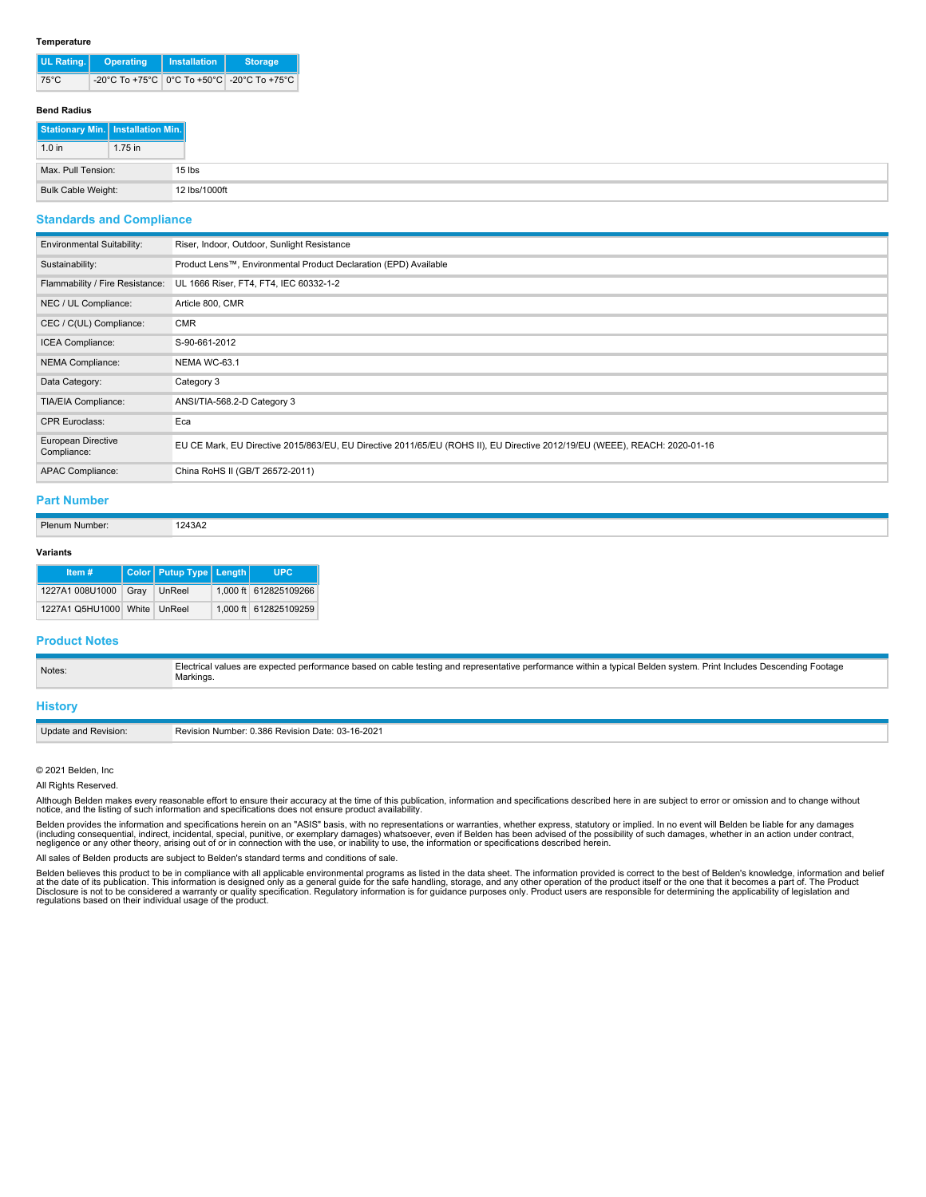**Temperature**

| UL Rating. | Operating | Installation | Storage |
|---|---|---|---|
| 75°C | -20°C To +75°C | 0°C To +50°C | -20°C To +75°C |

**Bend Radius**

| Stationary Min. | Installation Min. |
|---|---|
| 1.0 in | 1.75 in |

| | |
|---|---|
| Max. Pull Tension: | 15 lbs |
| Bulk Cable Weight: | 12 lbs/1000ft |

## Standards and Compliance

| | |
|---|---|
| Environmental Suitability: | Riser, Indoor, Outdoor, Sunlight Resistance |
| Sustainability: | Product Lens™, Environmental Product Declaration (EPD) Available |
| Flammability / Fire Resistance: | UL 1666 Riser, FT4, FT4, IEC 60332-1-2 |
| NEC / UL Compliance: | Article 800, CMR |
| CEC / C(UL) Compliance: | CMR |
| ICEA Compliance: | S-90-661-2012 |
| NEMA Compliance: | NEMA WC-63.1 |
| Data Category: | Category 3 |
| TIA/EIA Compliance: | ANSI/TIA-568.2-D Category 3 |
| CPR Euroclass: | Eca |
| European Directive Compliance: | EU CE Mark, EU Directive 2015/863/EU, EU Directive 2011/65/EU (ROHS II), EU Directive 2012/19/EU (WEEE), REACH: 2020-01-16 |
| APAC Compliance: | China RoHS II (GB/T 26572-2011) |

## Part Number

| | |
|---|---|
| Plenum Number: | 1243A2 |

**Variants**

| Item # | Color | Putup Type | Length | UPC |
|---|---|---|---|---|
| 1227A1 008U1000 | Gray | UnReel | 1,000 ft | 612825109266 |
| 1227A1 Q5HU1000 | White | UnReel | 1,000 ft | 612825109259 |

## Product Notes

| | |
|---|---|
| Notes: | Electrical values are expected performance based on cable testing and representative performance within a typical Belden system. Print Includes Descending Footage Markings. |

## History

| | |
|---|---|
| Update and Revision: | Revision Number: 0.386 Revision Date: 03-16-2021 |

© 2021 Belden, Inc

All Rights Reserved.

Although Belden makes every reasonable effort to ensure their accuracy at the time of this publication, information and specifications described here in are subject to error or omission and to change without notice, and the listing of such information and specifications does not ensure product availability.

Belden provides the information and specifications herein on an "ASIS" basis, with no representations or warranties, whether express, statutory or implied. In no event will Belden be liable for any damages (including consequential, indirect, incidental, special, punitive, or exemplary damages) whatsoever, even if Belden has been advised of the possibility of such damages, whether in an action under contract, negligence or any other theory, arising out of or in connection with the use, or inability to use, the information or specifications described herein.

All sales of Belden products are subject to Belden's standard terms and conditions of sale.

Belden believes this product to be in compliance with all applicable environmental programs as listed in the data sheet. The information provided is correct to the best of Belden's knowledge, information and belief at the date of its publication. This information is designed only as a general guide for the safe handling, storage, and any other operation of the product itself or the one that it becomes a part of. The Product Disclosure is not to be considered a warranty or quality specification. Regulatory information is for guidance purposes only. Product users are responsible for determining the applicability of legislation and regulations based on their individual usage of the product.